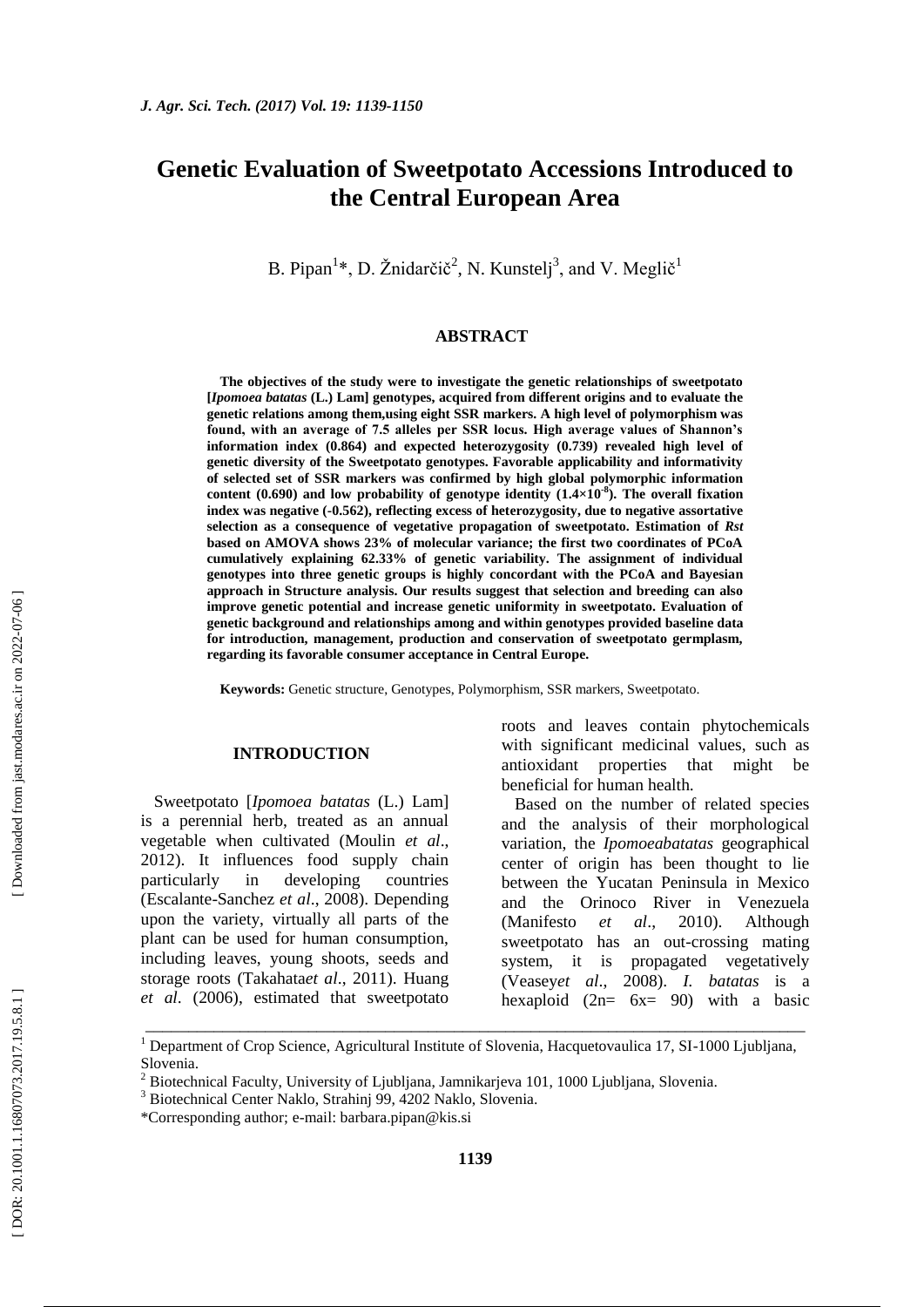# Genetic Evaluation of Sweetpotato Accessions Introduced to the Central European Area

B. Pipan[1]*, D. Žnidarčič[2], N. Kunstelj[3], and V. Meglič[1]

## ABSTRACT

**The objectives of the study were to investigate the genetic relationships of sweetpotato [*Ipomoea batatas* (L.) Lam] genotypes, acquired from different origins and to evaluate the genetic relations among them,using eight SSR markers. A high level of polymorphism was found, with an average of 7.5 alleles per SSR locus. High average values of Shannon's information index (0.864) and expected heterozygosity (0.739) revealed high level of genetic diversity of the Sweetpotato genotypes. Favorable applicability and informativity of selected set of SSR markers was confirmed by high global polymorphic information content (0.690) and low probability of genotype identity ($1.4\times10^{-8}$). The overall fixation index was negative (-0.562), reflecting excess of heterozygosity, due to negative assortative selection as a consequence of vegetative propagation of sweetpotato. Estimation of *Rst* based on AMOVA shows 23% of molecular variance; the first two coordinates of PCoA cumulatively explaining 62.33% of genetic variability. The assignment of individual genotypes into three genetic groups is highly concordant with the PCoA and Bayesian approach in Structure analysis. Our results suggest that selection and breeding can also improve genetic potential and increase genetic uniformity in sweetpotato. Evaluation of genetic background and relationships among and within genotypes provided baseline data for introduction, management, production and conservation of sweetpotato germplasm, regarding its favorable consumer acceptance in Central Europe.**

**Keywords:** Genetic structure, Genotypes, Polymorphism, SSR markers, Sweetpotato.

## INTRODUCTION

Sweetpotato [*Ipomoea batatas* (L.) Lam] is a perennial herb, treated as an annual vegetable when cultivated (Moulin *et al*., 2012). It influences food supply chain particularly in developing countries (Escalante-Sanchez *et al*., 2008). Depending upon the variety, virtually all parts of the plant can be used for human consumption, including leaves, young shoots, seeds and storage roots (Takahata*et al*., 2011). Huang *et al*. (2006), estimated that sweetpotato roots and leaves contain phytochemicals with significant medicinal values, such as antioxidant properties that might be beneficial for human health.

Based on the number of related species and the analysis of their morphological variation, the *Ipomoeabatatas* geographical center of origin has been thought to lie between the Yucatan Peninsula in Mexico and the Orinoco River in Venezuela (Manifesto *et al*., 2010). Although sweetpotato has an out-crossing mating system, it is propagated vegetatively (Veasey*et al*., 2008). *I. batatas* is a hexaploid (2n= 6x= 90) with a basic

---

[1] Department of Crop Science, Agricultural Institute of Slovenia, Hacquetovaulica 17, SI-1000 Ljubljana, Slovenia.

[2] Biotechnical Faculty, University of Ljubljana, Jamnikarjeva 101, 1000 Ljubljana, Slovenia.

[3] Biotechnical Center Naklo, Strahinj 99, 4202 Naklo, Slovenia.

*Corresponding author; e-mail: barbara.pipan@kis.si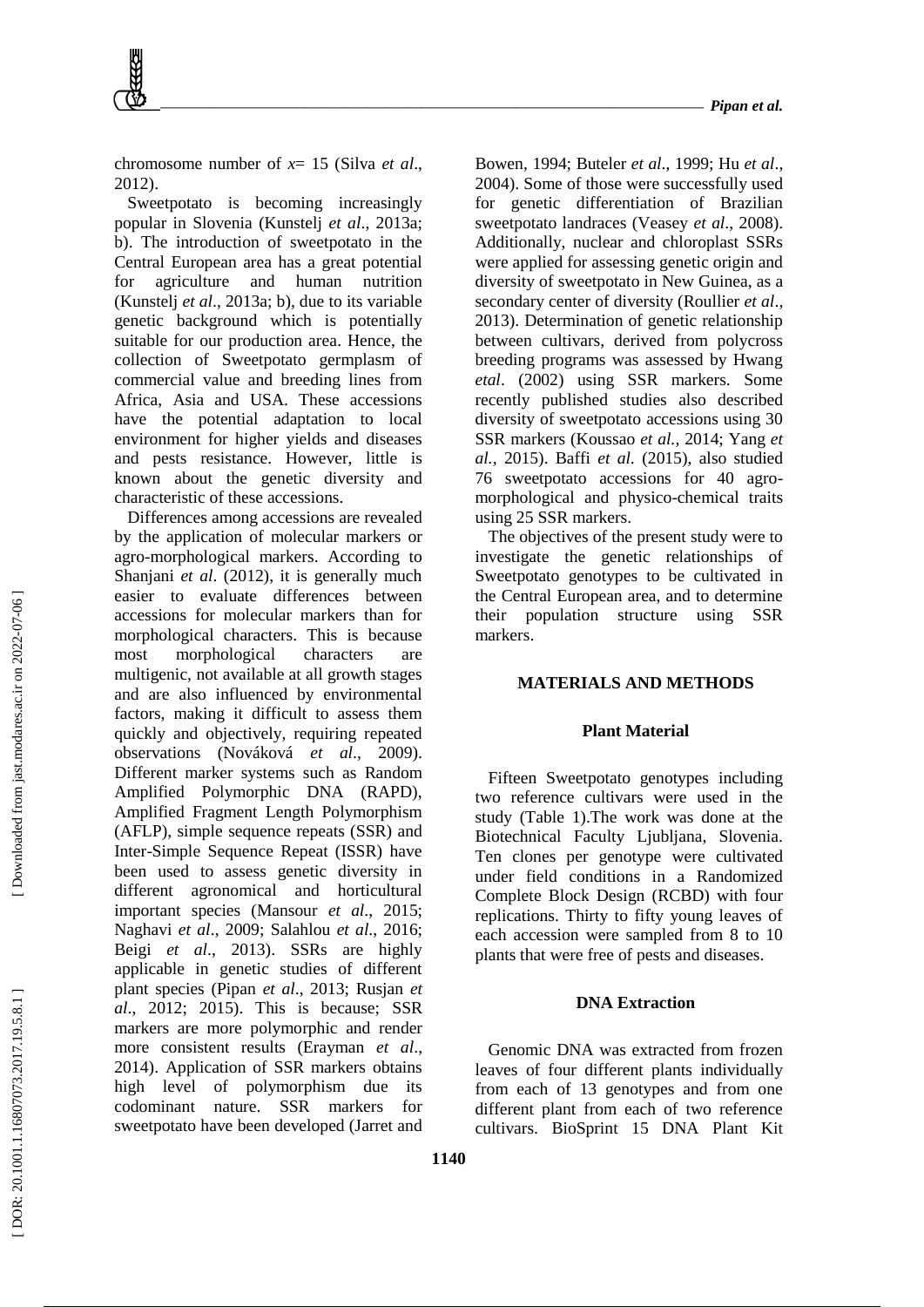chromosome number of $x= 15$ (Silva *et al*., 2012).

Sweetpotato is becoming increasingly popular in Slovenia (Kunstelj *et al*., 2013a; b). The introduction of sweetpotato in the Central European area has a great potential for agriculture and human nutrition (Kunstelj *et al*., 2013a; b), due to its variable genetic background which is potentially suitable for our production area. Hence, the collection of Sweetpotato germplasm of commercial value and breeding lines from Africa, Asia and USA. These accessions have the potential adaptation to local environment for higher yields and diseases and pests resistance. However, little is known about the genetic diversity and characteristic of these accessions.

Differences among accessions are revealed by the application of molecular markers or agro-morphological markers. According to Shanjani *et al*. (2012), it is generally much easier to evaluate differences between accessions for molecular markers than for morphological characters. This is because most morphological characters are multigenic, not available at all growth stages and are also influenced by environmental factors, making it difficult to assess them quickly and objectively, requiring repeated observations (Nováková *et al*., 2009). Different marker systems such as Random Amplified Polymorphic DNA (RAPD), Amplified Fragment Length Polymorphism (AFLP), simple sequence repeats (SSR) and Inter-Simple Sequence Repeat (ISSR) have been used to assess genetic diversity in different agronomical and horticultural important species (Mansour *et al*., 2015; Naghavi *et al*., 2009; Salahlou *et al*., 2016; Beigi *et al*., 2013). SSRs are highly applicable in genetic studies of different plant species (Pipan *et al*., 2013; Rusjan *et al*., 2012; 2015). This is because; SSR markers are more polymorphic and render more consistent results (Erayman *et al*., 2014). Application of SSR markers obtains high level of polymorphism due its codominant nature. SSR markers for sweetpotato have been developed (Jarret and Bowen, 1994; Buteler *et al*., 1999; Hu *et al*., 2004). Some of those were successfully used for genetic differentiation of Brazilian sweetpotato landraces (Veasey *et al*., 2008). Additionally, nuclear and chloroplast SSRs were applied for assessing genetic origin and diversity of sweetpotato in New Guinea, as a secondary center of diversity (Roullier *et al*., 2013). Determination of genetic relationship between cultivars, derived from polycross breeding programs was assessed by Hwang *etal*. (2002) using SSR markers. Some recently published studies also described diversity of sweetpotato accessions using 30 SSR markers (Koussao *et al.,* 2014; Yang *et al.*, 2015). Baffi *et al.* (2015), also studied 76 sweetpotato accessions for 40 agro-morphological and physico-chemical traits using 25 SSR markers.

The objectives of the present study were to investigate the genetic relationships of Sweetpotato genotypes to be cultivated in the Central European area, and to determine their population structure using SSR markers.

## MATERIALS AND METHODS

### Plant Material

Fifteen Sweetpotato genotypes including two reference cultivars were used in the study (Table 1).The work was done at the Biotechnical Faculty Ljubljana, Slovenia. Ten clones per genotype were cultivated under field conditions in a Randomized Complete Block Design (RCBD) with four replications. Thirty to fifty young leaves of each accession were sampled from 8 to 10 plants that were free of pests and diseases.

### DNA Extraction

Genomic DNA was extracted from frozen leaves of four different plants individually from each of 13 genotypes and from one different plant from each of two reference cultivars. BioSprint 15 DNA Plant Kit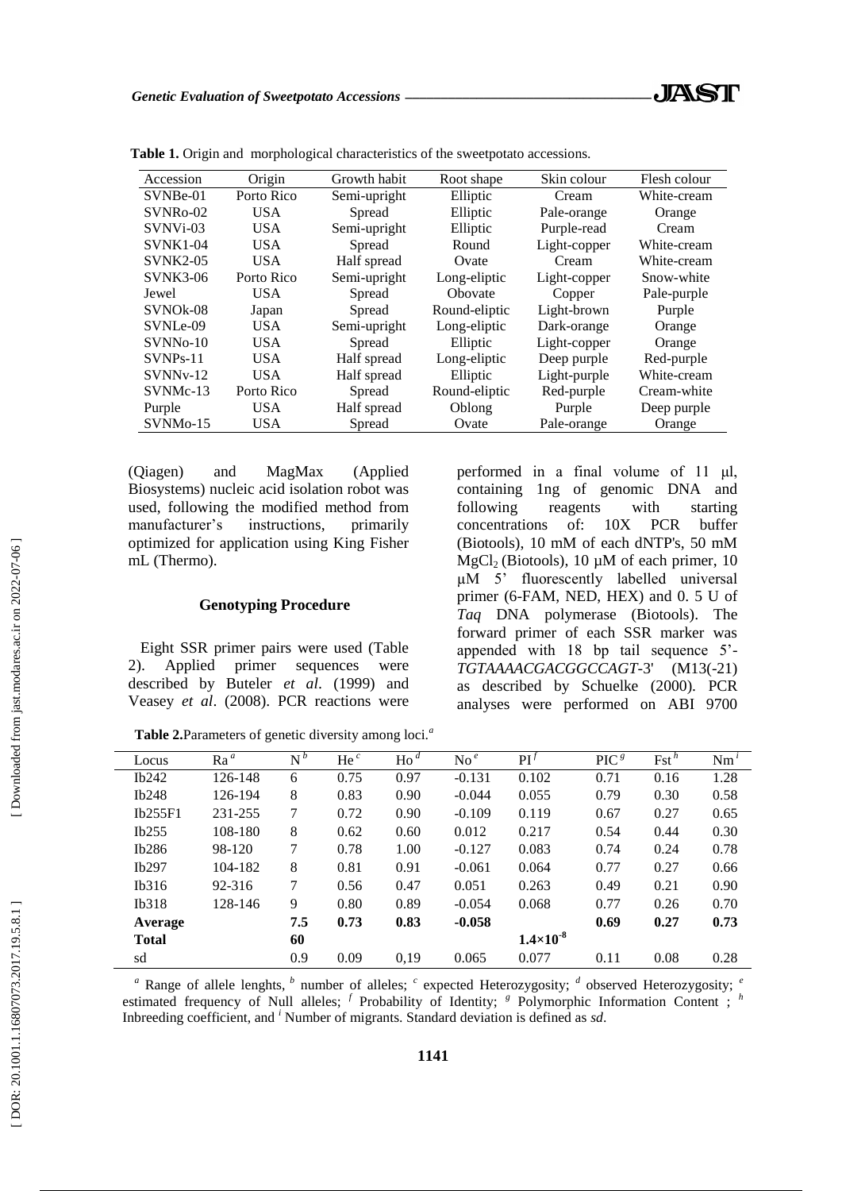**Table 1.** Origin and morphological characteristics of the sweetpotato accessions.

| Accession | Origin | Growth habit | Root shape | Skin colour | Flesh colour |
|---|---|---|---|---|---|
| SVNBe-01 | Porto Rico | Semi-upright | Elliptic | Cream | White-cream |
| SVNRo-02 | USA | Spread | Elliptic | Pale-orange | Orange |
| SVNVi-03 | USA | Semi-upright | Elliptic | Purple-read | Cream |
| SVNK1-04 | USA | Spread | Round | Light-copper | White-cream |
| SVNK2-05 | USA | Half spread | Ovate | Cream | White-cream |
| SVNK3-06 | Porto Rico | Semi-upright | Long-eliptic | Light-copper | Snow-white |
| Jewel | USA | Spread | Obovate | Copper | Pale-purple |
| SVNOk-08 | Japan | Spread | Round-eliptic | Light-brown | Purple |
| SVNLe-09 | USA | Semi-upright | Long-eliptic | Dark-orange | Orange |
| SVNNo-10 | USA | Spread | Elliptic | Light-copper | Orange |
| SVNPs-11 | USA | Half spread | Long-eliptic | Deep purple | Red-purple |
| SVNNv-12 | USA | Half spread | Elliptic | Light-purple | White-cream |
| SVNMc-13 | Porto Rico | Spread | Round-eliptic | Red-purple | Cream-white |
| Purple | USA | Half spread | Oblong | Purple | Deep purple |
| SVNMo-15 | USA | Spread | Ovate | Pale-orange | Orange |

(Qiagen) and MagMax (Applied Biosystems) nucleic acid isolation robot was used, following the modified method from manufacturer's instructions, primarily optimized for application using King Fisher mL (Thermo).

### Genotyping Procedure

Eight SSR primer pairs were used (Table 2). Applied primer sequences were described by Buteler *et al*. (1999) and Veasey *et al*. (2008). PCR reactions were performed in a final volume of 11 μl, containing 1ng of genomic DNA and following reagents with starting concentrations of: 10X PCR buffer (Biotools), 10 mM of each dNTP's, 50 mM $MgCl_2$ (Biotools), 10 μM of each primer, 10 μM 5' fluorescently labelled universal primer (6-FAM, NED, HEX) and 0. 5 U of *Taq* DNA polymerase (Biotools). The forward primer of each SSR marker was appended with 18 bp tail sequence 5'-*TGTAAAACGACGGCCAGT*-3' (M13(-21) as described by Schuelke (2000). PCR analyses were performed on ABI 9700

**Table 2.** Parameters of genetic diversity among loci.[a]

| Locus | Ra[a] | N[b] | He[c] | Ho[d] | No[e] | PI[f] | PIC[g] | Fst[h] | Nm[i] |
|---|---|---|---|---|---|---|---|---|---|
| Ib242 | 126-148 | 6 | 0.75 | 0.97 | -0.131 | 0.102 | 0.71 | 0.16 | 1.28 |
| Ib248 | 126-194 | 8 | 0.83 | 0.90 | -0.044 | 0.055 | 0.79 | 0.30 | 0.58 |
| Ib255F1 | 231-255 | 7 | 0.72 | 0.90 | -0.109 | 0.119 | 0.67 | 0.27 | 0.65 |
| Ib255 | 108-180 | 8 | 0.62 | 0.60 | 0.012 | 0.217 | 0.54 | 0.44 | 0.30 |
| Ib286 | 98-120 | 7 | 0.78 | 1.00 | -0.127 | 0.083 | 0.74 | 0.24 | 0.78 |
| Ib297 | 104-182 | 8 | 0.81 | 0.91 | -0.061 | 0.064 | 0.77 | 0.27 | 0.66 |
| Ib316 | 92-316 | 7 | 0.56 | 0.47 | 0.051 | 0.263 | 0.49 | 0.21 | 0.90 |
| Ib318 | 128-146 | 9 | 0.80 | 0.89 | -0.054 | 0.068 | 0.77 | 0.26 | 0.70 |
| **Average** | | **7.5** | **0.73** | **0.83** | **-0.058** | | **0.69** | **0.27** | **0.73** |
| **Total** | | **60** | | | | $\mathbf{1.4\times10^{-8}}$ | | | |
| sd | | 0.9 | 0.09 | 0,19 | 0.065 | 0.077 | 0.11 | 0.08 | 0.28 |

[a] Range of allele lenghts, [b] number of alleles; [c] expected Heterozygosity; [d] observed Heterozygosity; [e] estimated frequency of Null alleles; [f] Probability of Identity; [g] Polymorphic Information Content ; [h] Inbreeding coefficient, and [i] Number of migrants. Standard deviation is defined as *sd*.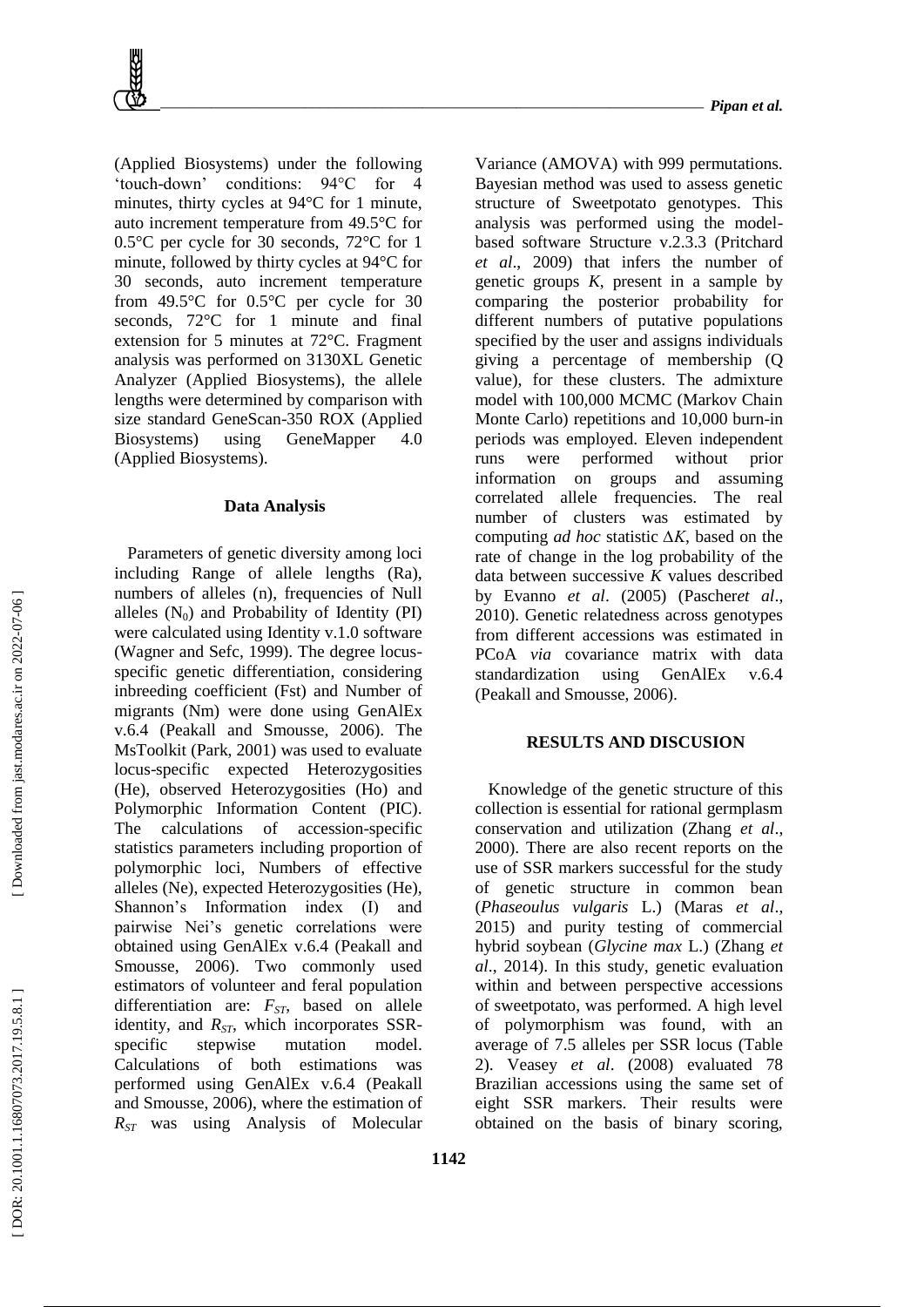(Applied Biosystems) under the following 'touch-down' conditions: 94°C for 4 minutes, thirty cycles at 94°C for 1 minute, auto increment temperature from 49.5°C for 0.5°C per cycle for 30 seconds, 72°C for 1 minute, followed by thirty cycles at 94°C for 30 seconds, auto increment temperature from 49.5°C for 0.5°C per cycle for 30 seconds, 72°C for 1 minute and final extension for 5 minutes at 72°C. Fragment analysis was performed on 3130XL Genetic Analyzer (Applied Biosystems), the allele lengths were determined by comparison with size standard GeneScan-350 ROX (Applied Biosystems) using GeneMapper 4.0 (Applied Biosystems).

### Data Analysis

Parameters of genetic diversity among loci including Range of allele lengths (Ra), numbers of alleles (n), frequencies of Null alleles ($N_0$) and Probability of Identity (PI) were calculated using Identity v.1.0 software (Wagner and Sefc, 1999). The degree locus-specific genetic differentiation, considering inbreeding coefficient (Fst) and Number of migrants (Nm) were done using GenAlEx v.6.4 (Peakall and Smousse, 2006). The MsToolkit (Park, 2001) was used to evaluate locus-specific expected Heterozygosities (He), observed Heterozygosities (Ho) and Polymorphic Information Content (PIC). The calculations of accession-specific statistics parameters including proportion of polymorphic loci, Numbers of effective alleles (Ne), expected Heterozygosities (He), Shannon's Information index (I) and pairwise Nei's genetic correlations were obtained using GenAlEx v.6.4 (Peakall and Smousse, 2006). Two commonly used estimators of volunteer and feral population differentiation are: $F_{ST}$, based on allele identity, and $R_{ST}$, which incorporates SSR-specific stepwise mutation model. Calculations of both estimations was performed using GenAlEx v.6.4 (Peakall and Smousse, 2006), where the estimation of $R_{ST}$ was using Analysis of Molecular Variance (AMOVA) with 999 permutations. Bayesian method was used to assess genetic structure of Sweetpotato genotypes. This analysis was performed using the model-based software Structure v.2.3.3 (Pritchard *et al*., 2009) that infers the number of genetic groups *K*, present in a sample by comparing the posterior probability for different numbers of putative populations specified by the user and assigns individuals giving a percentage of membership (Q value), for these clusters. The admixture model with 100,000 MCMC (Markov Chain Monte Carlo) repetitions and 10,000 burn-in periods was employed. Eleven independent runs were performed without prior information on groups and assuming correlated allele frequencies. The real number of clusters was estimated by computing *ad hoc* statistic $\Delta K$, based on the rate of change in the log probability of the data between successive *K* values described by Evanno *et al*. (2005) (Pascher*et al*., 2010). Genetic relatedness across genotypes from different accessions was estimated in PCoA *via* covariance matrix with data standardization using GenAlEx v.6.4 (Peakall and Smousse, 2006).

## RESULTS AND DISCUSION

Knowledge of the genetic structure of this collection is essential for rational germplasm conservation and utilization (Zhang *et al*., 2000). There are also recent reports on the use of SSR markers successful for the study of genetic structure in common bean (*Phaseoulus vulgaris* L.) (Maras *et al*., 2015) and purity testing of commercial hybrid soybean (*Glycine max* L.) (Zhang *et al*., 2014). In this study, genetic evaluation within and between perspective accessions of sweetpotato, was performed. A high level of polymorphism was found, with an average of 7.5 alleles per SSR locus (Table 2). Veasey *et al*. (2008) evaluated 78 Brazilian accessions using the same set of eight SSR markers. Their results were obtained on the basis of binary scoring,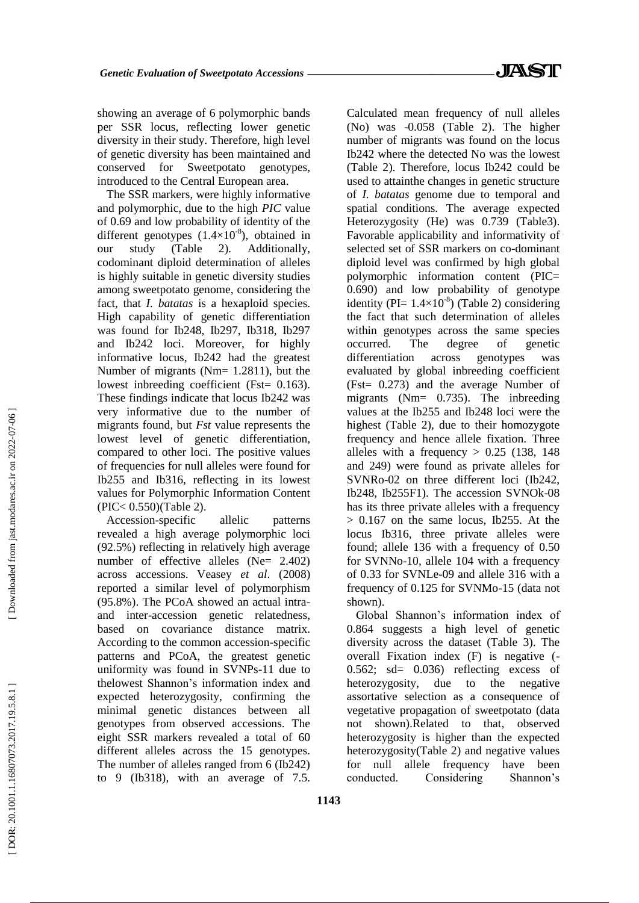showing an average of 6 polymorphic bands per SSR locus, reflecting lower genetic diversity in their study. Therefore, high level of genetic diversity has been maintained and conserved for Sweetpotato genotypes, introduced to the Central European area.

The SSR markers, were highly informative and polymorphic, due to the high *PIC* value of 0.69 and low probability of identity of the different genotypes ($1.4\times10^{-8}$), obtained in our study (Table 2). Additionally, codominant diploid determination of alleles is highly suitable in genetic diversity studies among sweetpotato genome, considering the fact, that *I. batatas* is a hexaploid species. High capability of genetic differentiation was found for Ib248, Ib297, Ib318, Ib297 and Ib242 loci. Moreover, for highly informative locus, Ib242 had the greatest Number of migrants (Nm= 1.2811), but the lowest inbreeding coefficient (Fst= 0.163). These findings indicate that locus Ib242 was very informative due to the number of migrants found, but *Fst* value represents the lowest level of genetic differentiation, compared to other loci. The positive values of frequencies for null alleles were found for Ib255 and Ib316, reflecting in its lowest values for Polymorphic Information Content (PIC< 0.550)(Table 2).

Accession-specific allelic patterns revealed a high average polymorphic loci (92.5%) reflecting in relatively high average number of effective alleles (Ne= 2.402) across accessions. Veasey *et al*. (2008) reported a similar level of polymorphism (95.8%). The PCoA showed an actual intra- and inter-accession genetic relatedness, based on covariance distance matrix. According to the common accession-specific patterns and PCoA, the greatest genetic uniformity was found in SVNPs-11 due to thelowest Shannon's information index and expected heterozygosity, confirming the minimal genetic distances between all genotypes from observed accessions. The eight SSR markers revealed a total of 60 different alleles across the 15 genotypes. The number of alleles ranged from 6 (Ib242) to 9 (Ib318), with an average of 7.5. Calculated mean frequency of null alleles (No) was -0.058 (Table 2). The higher number of migrants was found on the locus Ib242 where the detected No was the lowest (Table 2). Therefore, locus Ib242 could be used to attainthe changes in genetic structure of *I. batatas* genome due to temporal and spatial conditions. The average expected Heterozygosity (He) was 0.739 (Table3). Favorable applicability and informativity of selected set of SSR markers on co-dominant diploid level was confirmed by high global polymorphic information content (PIC= 0.690) and low probability of genotype identity (PI= $1.4\times10^{-8}$) (Table 2) considering the fact that such determination of alleles within genotypes across the same species occurred. The degree of genetic differentiation across genotypes was evaluated by global inbreeding coefficient (Fst= 0.273) and the average Number of migrants (Nm= 0.735). The inbreeding values at the Ib255 and Ib248 loci were the highest (Table 2), due to their homozygote frequency and hence allele fixation. Three alleles with a frequency > 0.25 (138, 148 and 249) were found as private alleles for SVNRo-02 on three different loci (Ib242, Ib248, Ib255F1). The accession SVNOk-08 has its three private alleles with a frequency > 0.167 on the same locus, Ib255. At the locus Ib316, three private alleles were found; allele 136 with a frequency of 0.50 for SVNNo-10, allele 104 with a frequency of 0.33 for SVNLe-09 and allele 316 with a frequency of 0.125 for SVNMo-15 (data not shown).

Global Shannon's information index of 0.864 suggests a high level of genetic diversity across the dataset (Table 3). The overall Fixation index (F) is negative (-0.562; sd= 0.036) reflecting excess of heterozygosity, due to the negative assortative selection as a consequence of vegetative propagation of sweetpotato (data not shown).Related to that, observed heterozygosity is higher than the expected heterozygosity(Table 2) and negative values for null allele frequency have been conducted. Considering Shannon's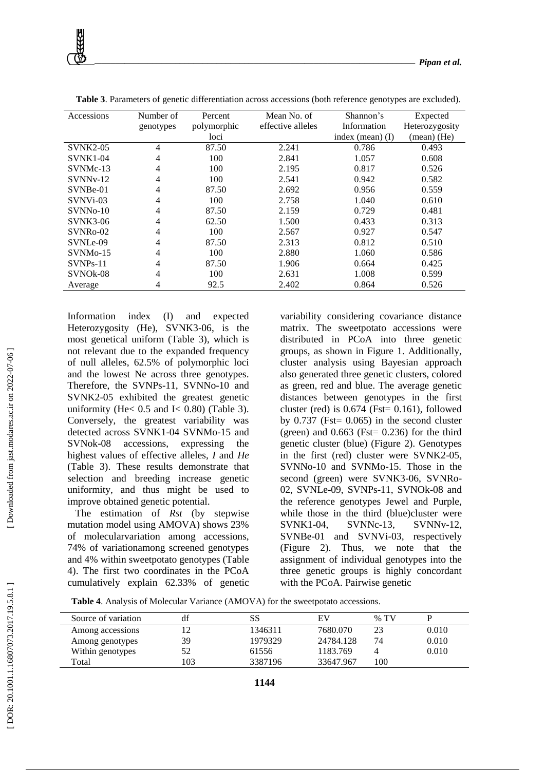**Table 3**. Parameters of genetic differentiation across accessions (both reference genotypes are excluded).

| Accessions | Number of genotypes | Percent polymorphic loci | Mean No. of effective alleles | Shannon's Information index (mean) (I) | Expected Heterozygosity (mean) (He) |
|---|---|---|---|---|---|
| SVNK2-05 | 4 | 87.50 | 2.241 | 0.786 | 0.493 |
| SVNK1-04 | 4 | 100 | 2.841 | 1.057 | 0.608 |
| SVNMc-13 | 4 | 100 | 2.195 | 0.817 | 0.526 |
| SVNNv-12 | 4 | 100 | 2.541 | 0.942 | 0.582 |
| SVNBe-01 | 4 | 87.50 | 2.692 | 0.956 | 0.559 |
| SVNVi-03 | 4 | 100 | 2.758 | 1.040 | 0.610 |
| SVNNo-10 | 4 | 87.50 | 2.159 | 0.729 | 0.481 |
| SVNK3-06 | 4 | 62.50 | 1.500 | 0.433 | 0.313 |
| SVNRo-02 | 4 | 100 | 2.567 | 0.927 | 0.547 |
| SVNLe-09 | 4 | 87.50 | 2.313 | 0.812 | 0.510 |
| SVNMo-15 | 4 | 100 | 2.880 | 1.060 | 0.586 |
| SVNPs-11 | 4 | 87.50 | 1.906 | 0.664 | 0.425 |
| SVNOk-08 | 4 | 100 | 2.631 | 1.008 | 0.599 |
| Average | 4 | 92.5 | 2.402 | 0.864 | 0.526 |

Information index (I) and expected Heterozygosity (He), SVNK3-06, is the most genetical uniform (Table 3), which is not relevant due to the expanded frequency of null alleles, 62.5% of polymorphic loci and the lowest Ne across three genotypes. Therefore, the SVNPs-11, SVNNo-10 and SVNK2-05 exhibited the greatest genetic uniformity (He< 0.5 and I< 0.80) (Table 3). Conversely, the greatest variability was detected across SVNK1-04 SVNMo-15 and SVNok-08 accessions, expressing the highest values of effective alleles, *I* and *He* (Table 3). These results demonstrate that selection and breeding increase genetic uniformity, and thus might be used to improve obtained genetic potential.

The estimation of *Rst* (by stepwise mutation model using AMOVA) shows 23% of molecularvariation among accessions, 74% of variationamong screened genotypes and 4% within sweetpotato genotypes (Table 4). The first two coordinates in the PCoA cumulatively explain 62.33% of genetic variability considering covariance distance matrix. The sweetpotato accessions were distributed in PCoA into three genetic groups, as shown in Figure 1. Additionally, cluster analysis using Bayesian approach also generated three genetic clusters, colored as green, red and blue. The average genetic distances between genotypes in the first cluster (red) is 0.674 (Fst= 0.161), followed by 0.737 (Fst= 0.065) in the second cluster (green) and 0.663 (Fst= 0.236) for the third genetic cluster (blue) (Figure 2). Genotypes in the first (red) cluster were SVNK2-05, SVNNo-10 and SVNMo-15. Those in the second (green) were SVNK3-06, SVNRo-02, SVNLe-09, SVNPs-11, SVNOk-08 and the reference genotypes Jewel and Purple, while those in the third (blue)cluster were SVNK1-04, SVNNc-13, SVNNv-12, SVNBe-01 and SVNVi-03, respectively (Figure 2). Thus, we note that the assignment of individual genotypes into the three genetic groups is highly concordant with the PCoA. Pairwise genetic

**Table 4**. Analysis of Molecular Variance (AMOVA) for the sweetpotato accessions.

| Source of variation | df | SS | EV | % TV | P |
|---|---|---|---|---|---|
| Among accessions | 12 | 1346311 | 7680.070 | 23 | 0.010 |
| Among genotypes | 39 | 1979329 | 24784.128 | 74 | 0.010 |
| Within genotypes | 52 | 61556 | 1183.769 | 4 | 0.010 |
| Total | 103 | 3387196 | 33647.967 | 100 | |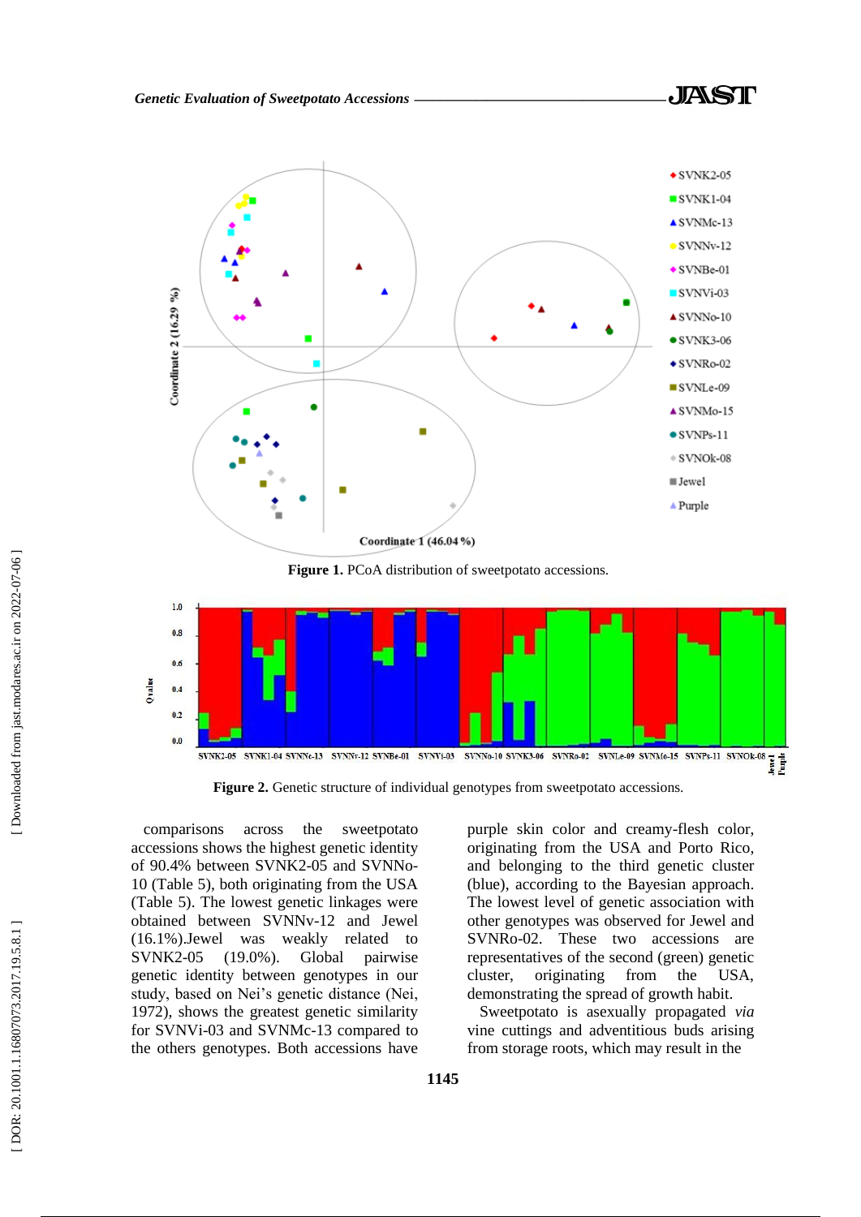**Figure 1.** PCoA distribution of sweetpotato accessions.

**Figure 2.** Genetic structure of individual genotypes from sweetpotato accessions.

comparisons across the sweetpotato accessions shows the highest genetic identity of 90.4% between SVNK2-05 and SVNNo-10 (Table 5), both originating from the USA (Table 5). The lowest genetic linkages were obtained between SVNNv-12 and Jewel (16.1%).Jewel was weakly related to SVNK2-05 (19.0%). Global pairwise genetic identity between genotypes in our study, based on Nei's genetic distance (Nei, 1972), shows the greatest genetic similarity for SVNVi-03 and SVNMc-13 compared to the others genotypes. Both accessions have purple skin color and creamy-flesh color, originating from the USA and Porto Rica, and belonging to the third genetic cluster (blue), according to the Bayesian approach. The lowest level of genetic association with other genotypes was observed for Jewel and SVNRo-02. These two accessions are representatives of the second (green) genetic cluster, originating from the USA, demonstrating the spread of growth habit.

Sweetpotato is asexually propagated *via* vine cuttings and adventitious buds arising from storage roots, which may result in the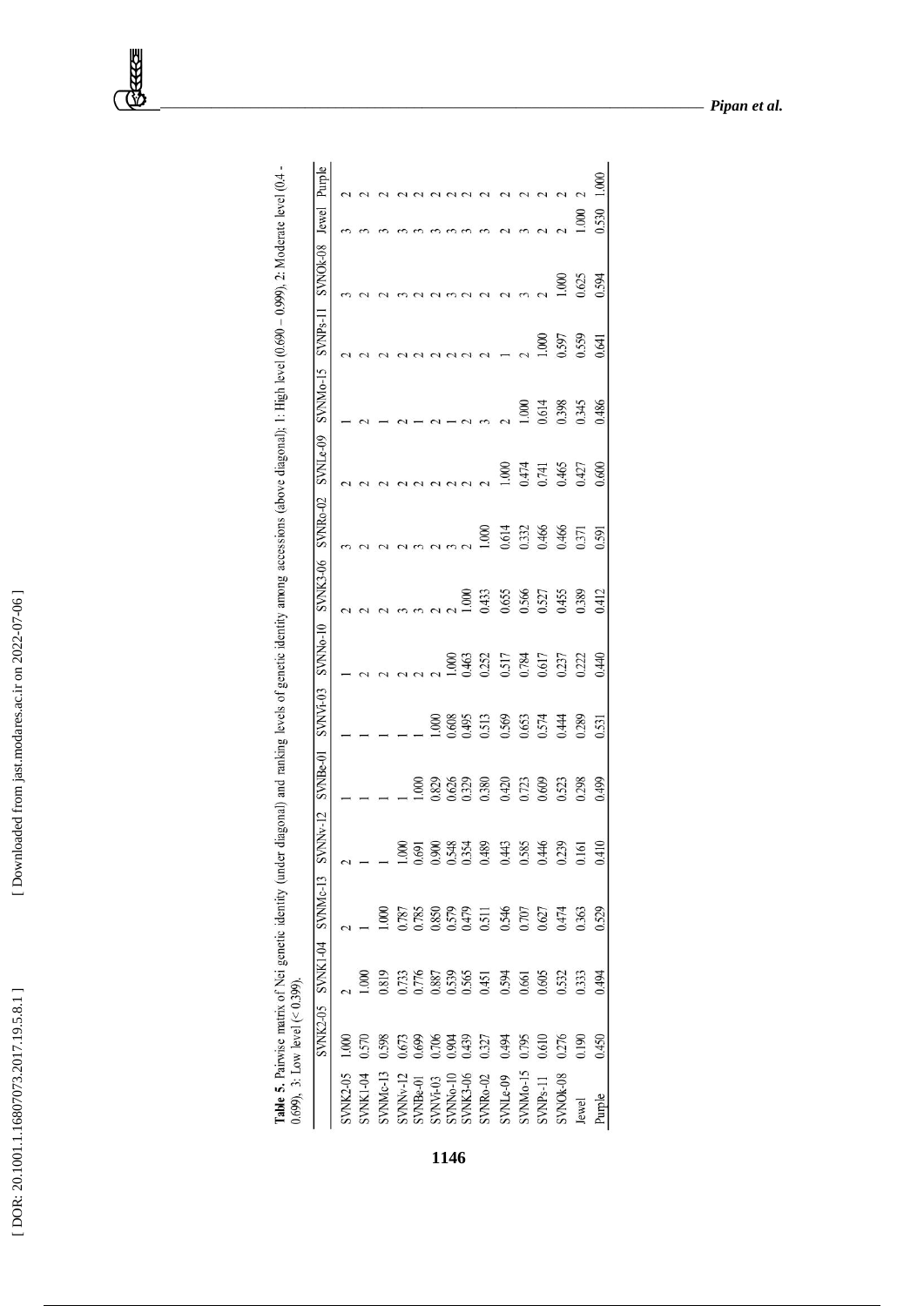**Table 5.** Pairwise matrix of Nei genetic identity (under diagonal) and ranking levels of genetic identity among accessions (above diagonal); 1: High level (0.690 – 0.999), 2: Moderate level (0.4 - 0.699), 3: Low level (< 0.399).

| | SVNK2-05 | SVNK1-04 | SVNMc-13 | SVNNv-12 | SVNBe-01 | SVNVi-03 | SVNNo-10 | SVNK3-06 | SVNRo-02 | SVNLe-09 | SVNMo-15 | SVNPs-11 | SVNOk-08 | Jewel | Purple |
|---|---|---|---|---|---|---|---|---|---|---|---|---|---|---|---|
| SVNK2-05 | 1.000 | 2 | 2 | 2 | 1 | 1 | 1 | 2 | 3 | 2 | 1 | 2 | 3 | 3 | 2 |
| SVNK1-04 | 0.570 | 1.000 | 1 | 1 | 1 | 1 | 2 | 2 | 2 | 2 | 2 | 2 | 2 | 3 | 2 |
| SVNMc-13 | 0.598 | 0.819 | 1.000 | 1 | 1 | 1 | 2 | 2 | 2 | 2 | 1 | 2 | 2 | 3 | 2 |
| SVNNv-12 | 0.673 | 0.733 | 0.787 | 1.000 | 1 | 1 | 2 | 3 | 2 | 2 | 2 | 2 | 3 | 3 | 2 |
| SVNBe-01 | 0.699 | 0.776 | 0.785 | 0.691 | 1.000 | 1 | 2 | 3 | 3 | 2 | 1 | 2 | 2 | 3 | 2 |
| SVNVi-03 | 0.706 | 0.887 | 0.850 | 0.900 | 0.829 | 1.000 | 2 | 2 | 2 | 2 | 2 | 2 | 2 | 3 | 2 |
| SVNNo-10 | 0.904 | 0.539 | 0.579 | 0.548 | 0.626 | 0.608 | 1.000 | 2 | 3 | 2 | 1 | 2 | 3 | 3 | 2 |
| SVNK3-06 | 0.439 | 0.565 | 0.479 | 0.354 | 0.329 | 0.495 | 0.463 | 1.000 | 2 | 2 | 2 | 2 | 2 | 3 | 2 |
| SVNRo-02 | 0.327 | 0.451 | 0.511 | 0.489 | 0.380 | 0.513 | 0.252 | 0.433 | 1.000 | 2 | 3 | 2 | 2 | 3 | 2 |
| SVNLe-09 | 0.494 | 0.594 | 0.546 | 0.443 | 0.420 | 0.569 | 0.517 | 0.655 | 0.614 | 1.000 | 2 | 1 | 2 | 2 | 2 |
| SVNMo-15 | 0.795 | 0.661 | 0.707 | 0.585 | 0.723 | 0.653 | 0.784 | 0.566 | 0.332 | 0.474 | 1.000 | 2 | 3 | 3 | 2 |
| SVNPs-11 | 0.610 | 0.605 | 0.627 | 0.446 | 0.609 | 0.574 | 0.617 | 0.527 | 0.466 | 0.741 | 0.614 | 1.000 | 2 | 2 | 2 |
| SVNOk-08 | 0.276 | 0.532 | 0.474 | 0.239 | 0.523 | 0.444 | 0.237 | 0.455 | 0.466 | 0.465 | 0.398 | 0.597 | 1.000 | 2 | 2 |
| Jewel | 0.190 | 0.333 | 0.363 | 0.161 | 0.298 | 0.289 | 0.222 | 0.389 | 0.371 | 0.427 | 0.345 | 0.559 | 0.625 | 1.000 | 2 |
| Purple | 0.450 | 0.494 | 0.529 | 0.410 | 0.499 | 0.531 | 0.440 | 0.412 | 0.591 | 0.600 | 0.486 | 0.641 | 0.594 | 0.530 | 1.000 |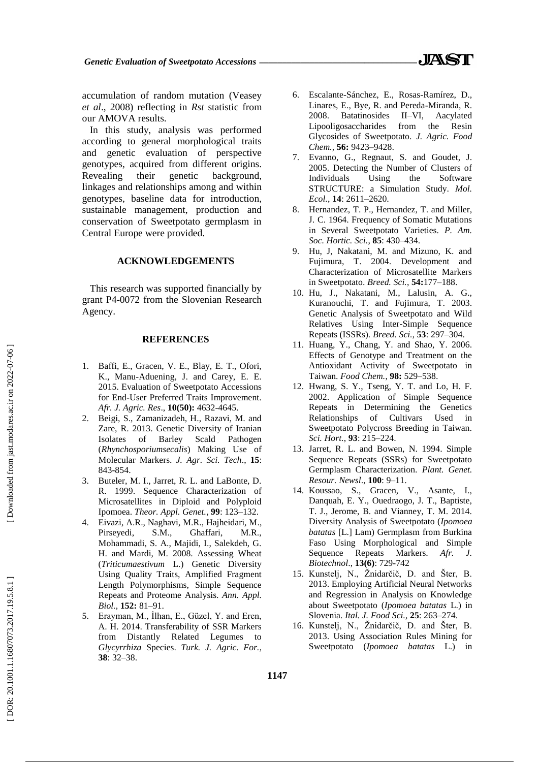accumulation of random mutation (Veasey *et al*., 2008) reflecting in *Rst* statistic from our AMOVA results.

In this study, analysis was performed according to general morphological traits and genetic evaluation of perspective genotypes, acquired from different origins. Revealing their genetic background, linkages and relationships among and within genotypes, baseline data for introduction, sustainable management, production and conservation of Sweetpotato germplasm in Central Europe were provided.

## ACKNOWLEDGEMENTS

This research was supported financially by grant P4-0072 from the Slovenian Research Agency.

## REFERENCES

1. Baffi, E., Gracen, V. E., Blay, E. T., Ofori, K., Manu-Aduening, J. and Carey, E. E. 2015. Evaluation of Sweetpotato Accessions for End-User Preferred Traits Improvement. *Afr. J. Agric. Res*., **10(50):** 4632-4645.
2. Beigi, S., Zamanizadeh, H., Razavi, M. and Zare, R. 2013. Genetic Diversity of Iranian Isolates of Barley Scald Pathogen (*Rhynchosporiumsecalis*) Making Use of Molecular Markers. *J. Agr. Sci. Tech*., **15**: 843-854.
3. Buteler, M. I., Jarret, R. L. and LaBonte, D. R. 1999. Sequence Characterization of Microsatellites in Diploid and Polyploid Ipomoea. *Theor. Appl. Genet.*, **99**: 123–132.
4. Eivazi, A.R., Naghavi, M.R., Hajheidari, M., Pirseyedi, S.M., Ghaffari, M.R., Mohammadi, S. A., Majidi, I., Salekdeh, G. H. and Mardi, M. 2008. Assessing Wheat (*Triticumaestivum* L.) Genetic Diversity Using Quality Traits, Amplified Fragment Length Polymorphisms, Simple Sequence Repeats and Proteome Analysis. *Ann. Appl. Biol.*, **152:** 81–91.
5. Erayman, M., İlhan, E., Güzel, Y. and Eren, A. H. 2014. Transferability of SSR Markers from Distantly Related Legumes to *Glycyrrhiza* Species. *Turk. J. Agric. For.*, **38**: 32–38.
6. Escalante-Sánchez, E., Rosas-Ramírez, D., Linares, E., Bye, R. and Pereda-Miranda, R. 2008. Batatinosides II–VI, Aacylated Lipooligosaccharides from the Resin Glycosides of Sweetpotato. *J. Agric. Food Chem.*, **56:** 9423–9428.
7. Evanno, G., Regnaut, S. and Goudet, J. 2005. Detecting the Number of Clusters of Individuals Using the Software STRUCTURE: a Simulation Study. *Mol. Ecol.*, **14**: 2611–2620.
8. Hernandez, T. P., Hernandez, T. and Miller, J. C. 1964. Frequency of Somatic Mutations in Several Sweetpotato Varieties. *P. Am. Soc. Hortic. Sci.*, **85**: 430–434.
9. Hu, J, Nakatani, M. and Mizuno, K. and Fujimura, T. 2004. Development and Characterization of Microsatellite Markers in Sweetpotato. *Breed. Sci.*, **54:**177–188.
10. Hu, J., Nakatani, M., Lalusin, A. G., Kuranouchi, T. and Fujimura, T. 2003. Genetic Analysis of Sweetpotato and Wild Relatives Using Inter-Simple Sequence Repeats (ISSRs). *Breed. Sci.*, **53**: 297–304.
11. Huang, Y., Chang, Y. and Shao, Y. 2006. Effects of Genotype and Treatment on the Antioxidant Activity of Sweetpotato in Taiwan. *Food Chem.*, **98:** 529–538.
12. Hwang, S. Y., Tseng, Y. T. and Lo, H. F. 2002. Application of Simple Sequence Repeats in Determining the Genetics Relationships of Cultivars Used in Sweetpotato Polycross Breeding in Taiwan. *Sci. Hort.*, **93**: 215–224.
13. Jarret, R. L. and Bowen, N. 1994. Simple Sequence Repeats (SSRs) for Sweetpotato Germplasm Characterization. *Plant. Genet. Resour. Newsl*., **100**: 9–11.
14. Koussao, S., Gracen, V., Asante, I., Danquah, E. Y., Ouedraogo, J. T., Baptiste, T. J., Jerome, B. and Vianney, T. M. 2014. Diversity Analysis of Sweetpotato (*Ipomoea batatas* [L.] Lam) Germplasm from Burkina Faso Using Morphological and Simple Sequence Repeats Markers. *Afr. J. Biotechnol*., **13(6)**: 729-742
15. Kunstelj, N., Žnidarčič, D. and Šter, B. 2013. Employing Artificial Neural Networks and Regression in Analysis on Knowledge about Sweetpotato (*Ipomoea batatas* L.) in Slovenia. *Ital. J. Food Sci.*, **25**: 263–274.
16. Kunstelj, N., Žnidarčič, D. and Šter, B. 2013. Using Association Rules Mining for Sweetpotato (*Ipomoea batatas* L.) in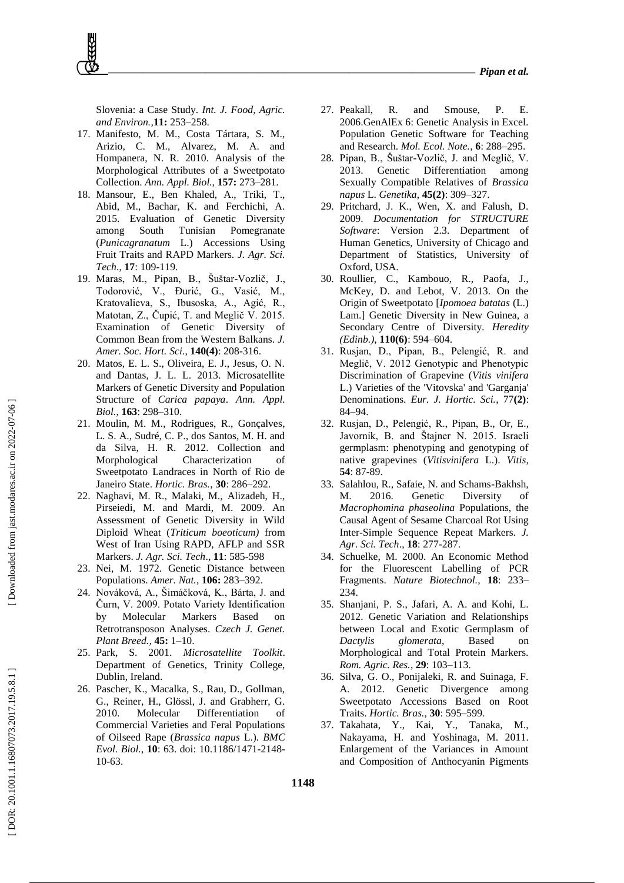Slovenia: a Case Study. *Int. J. Food, Agric. and Environ.*,**11:** 253–258.

17. Manifesto, M. M., Costa Tártara, S. M., Arizio, C. M., Alvarez, M. A. and Hompanera, N. R. 2010. Analysis of the Morphological Attributes of a Sweetpotato Collection. *Ann. Appl. Biol.*, **157:** 273–281.
18. Mansour, E., Ben Khaled, A., Triki, T., Abid, M., Bachar, K. and Ferchichi, A. 2015. Evaluation of Genetic Diversity among South Tunisian Pomegranate (*Punicagranatum* L.) Accessions Using Fruit Traits and RAPD Markers. *J. Agr. Sci. Tech*., **17**: 109-119.
19. Maras, M., Pipan, B., Šuštar-Vozlič, J., Todorović, V., Đurić, G., Vasić, M., Kratovalieva, S., Ibusoska, A., Agić, R., Matotan, Z., Čupić, T. and Meglič V. 2015. Examination of Genetic Diversity of Common Bean from the Western Balkans. *J. Amer. Soc. Hort. Sci.*, **140(4)**: 208-316.
20. Matos, E. L. S., Oliveira, E. J., Jesus, O. N. and Dantas, J. L. L. 2013. Microsatellite Markers of Genetic Diversity and Population Structure of *Carica papaya*. *Ann. Appl. Biol.*, **163**: 298–310.
21. Moulin, M. M., Rodrigues, R., Gonçalves, L. S. A., Sudré, C. P., dos Santos, M. H. and da Silva, H. R. 2012. Collection and Morphological Characterization of Sweetpotato Landraces in North of Rio de Janeiro State. *Hortic. Bras.*, **30**: 286–292.
22. Naghavi, M. R., Malaki, M., Alizadeh, H., Pirseiedi, M. and Mardi, M. 2009. An Assessment of Genetic Diversity in Wild Diploid Wheat (*Triticum boeoticum)* from West of Iran Using RAPD, AFLP and SSR Markers. *J. Agr. Sci. Tech*., **11**: 585-598
23. Nei, M. 1972. Genetic Distance between Populations. *Amer. Nat.*, **106:** 283–392.
24. Nováková, A., Šimáčková, K., Bárta, J. and Čurn, V. 2009. Potato Variety Identification by Molecular Markers Based on Retrotransposon Analyses. *Czech J. Genet. Plant Breed.*, **45:** 1–10.
25. Park, S. 2001. *Microsatellite Toolkit*. Department of Genetics, Trinity College, Dublin, Ireland.
26. Pascher, K., Macalka, S., Rau, D., Gollman, G., Reiner, H., Glössl, J. and Grabherr, G. 2010. Molecular Differentiation of Commercial Varieties and Feral Populations of Oilseed Rape (*Brassica napus* L.). *BMC Evol. Biol.*, **10**: 63. doi: 10.1186/1471-2148-10-63.
27. Peakall, R. and Smouse, P. E. 2006.GenAlEx 6: Genetic Analysis in Excel. Population Genetic Software for Teaching and Research. *Mol. Ecol. Note.*, **6**: 288–295.
28. Pipan, B., Šuštar-Vozlič, J. and Meglič, V. 2013. Genetic Differentiation among Sexually Compatible Relatives of *Brassica napus* L. *Genetika*, **45(2)**: 309–327.
29. Pritchard, J. K., Wen, X. and Falush, D. 2009. *Documentation for STRUCTURE Software*: Version 2.3. Department of Human Genetics, University of Chicago and Department of Statistics, University of Oxford, USA.
30. Roullier, C., Kambouo, R., Paofa, J., McKey, D. and Lebot, V. 2013. On the Origin of Sweetpotato [*Ipomoea batatas* (L.) Lam.] Genetic Diversity in New Guinea, a Secondary Centre of Diversity. *Heredity (Edinb.)*, **110(6)**: 594–604.
31. Rusjan, D., Pipan, B., Pelengić, R. and Meglič, V. 2012 Genotypic and Phenotypic Discrimination of Grapevine (*Vitis vinifera* L.) Varieties of the 'Vitovska' and 'Garganja' Denominations. *Eur. J. Hortic. Sci.*, 77**(2)**: 84–94.
32. Rusjan, D., Pelengić, R., Pipan, B., Or, E., Javornik, B. and Štajner N. 2015. Israeli germplasm: phenotyping and genotyping of native grapevines (*Vitisvinifera* L.). *Vitis*, **54**: 87-89.
33. Salahlou, R., Safaie, N. and Schams-Bakhsh, M. 2016. Genetic Diversity of *Macrophomina phaseolina* Populations, the Causal Agent of Sesame Charcoal Rot Using Inter-Simple Sequence Repeat Markers. *J. Agr. Sci. Tech*., **18**: 277-287.
34. Schuelke, M. 2000. An Economic Method for the Fluorescent Labelling of PCR Fragments. *Nature Biotechnol.*, **18**: 233–234.
35. Shanjani, P. S., Jafari, A. A. and Kohi, L. 2012. Genetic Variation and Relationships between Local and Exotic Germplasm of *Dactylis glomerata*, Based on Morphological and Total Protein Markers. *Rom. Agric. Res.*, **29**: 103–113.
36. Silva, G. O., Ponijaleki, R. and Suinaga, F. A. 2012. Genetic Divergence among Sweetpotato Accessions Based on Root Traits. *Hortic. Bras.*, **30**: 595–599.
37. Takahata, Y., Kai, Y., Tanaka, M., Nakayama, H. and Yoshinaga, M. 2011. Enlargement of the Variances in Amount and Composition of Anthocyanin Pigments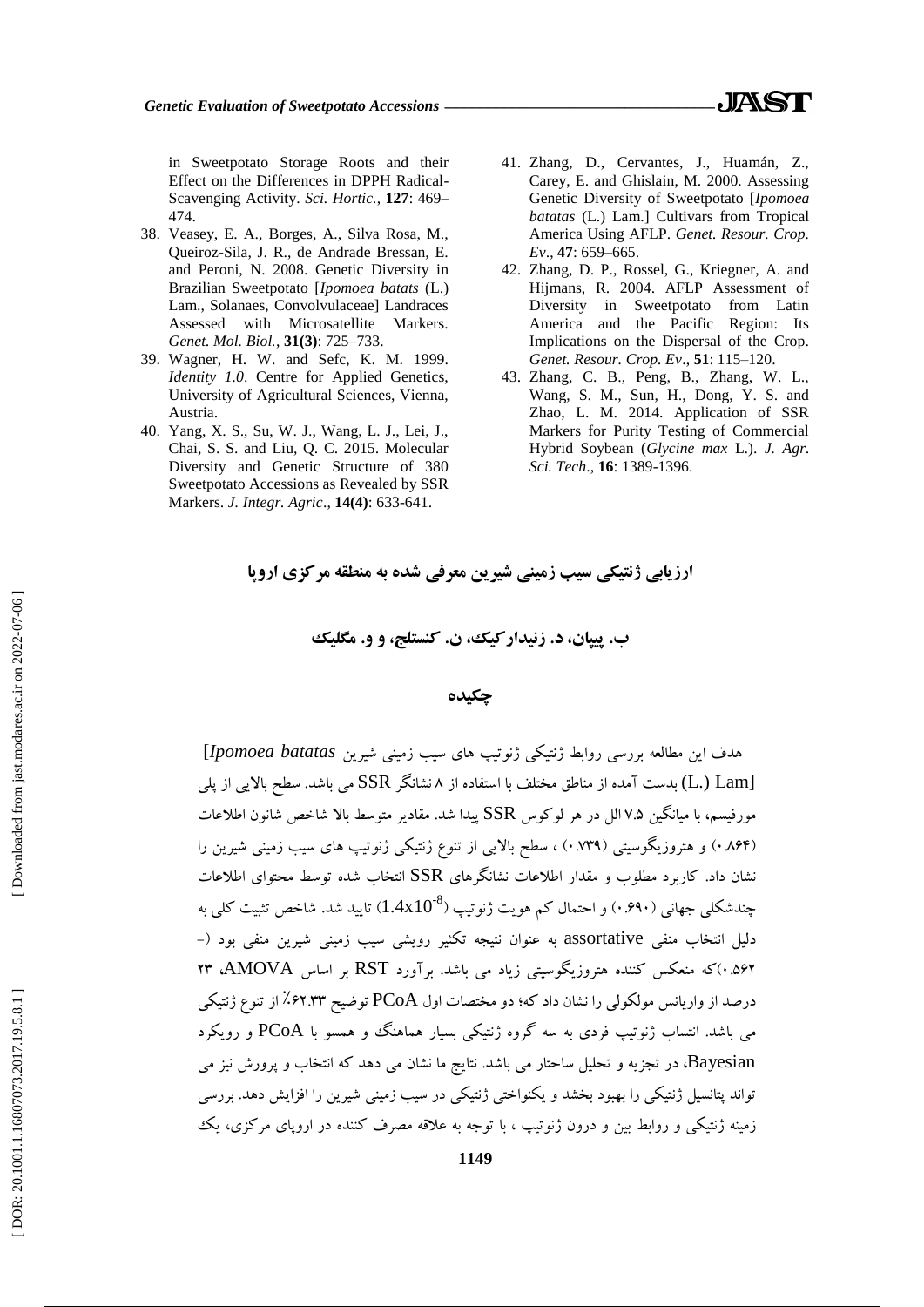in Sweetpotato Storage Roots and their Effect on the Differences in DPPH Radical-Scavenging Activity. *Sci. Hortic.*, **127**: 469–474.

38. Veasey, E. A., Borges, A., Silva Rosa, M., Queiroz-Sila, J. R., de Andrade Bressan, E. and Peroni, N. 2008. Genetic Diversity in Brazilian Sweetpotato [*Ipomoea batats* (L.) Lam., Solanaes, Convolvulaceae] Landraces Assessed with Microsatellite Markers. *Genet. Mol. Biol.*, **31(3)**: 725–733.
39. Wagner, H. W. and Sefc, K. M. 1999. *Identity 1.0*. Centre for Applied Genetics, University of Agricultural Sciences, Vienna, Austria.
40. Yang, X. S., Su, W. J., Wang, L. J., Lei, J., Chai, S. S. and Liu, Q. C. 2015. Molecular Diversity and Genetic Structure of 380 Sweetpotato Accessions as Revealed by SSR Markers. *J. Integr. Agric*., **14(4)**: 633-641.
41. Zhang, D., Cervantes, J., Huamán, Z., Carey, E. and Ghislain, M. 2000. Assessing Genetic Diversity of Sweetpotato [*Ipomoea batatas* (L.) Lam.] Cultivars from Tropical America Using AFLP. *Genet. Resour. Crop. Ev*., **47**: 659–665.
42. Zhang, D. P., Rossel, G., Kriegner, A. and Hijmans, R. 2004. AFLP Assessment of Diversity in Sweetpotato from Latin America and the Pacific Region: Its Implications on the Dispersal of the Crop. *Genet. Resour. Crop. Ev*., **51**: 115–120.
43. Zhang, C. B., Peng, B., Zhang, W. L., Wang, S. M., Sun, H., Dong, Y. S. and Zhao, L. M. 2014. Application of SSR Markers for Purity Testing of Commercial Hybrid Soybean (*Glycine max* L.). *J. Agr. Sci. Tech*., **16**: 1389-1396.

## ارزیابی ژنتیکی سیب زمینی شیرین معرفی شده به منطقه مرکزی اروپا

**ب. پیپان، د. زنیدارکیک، ن. کنستلج، و و. مگلیک**

## چکیده

هدف این مطالعه بررسی روابط ژنتیکی ژنوتیپ های سیب زمینی شیرین *Ipomoea batatas*] [(L.) Lam بدست آمده از مناطق مختلف با استفاده از ۸ نشانگر SSR می باشد. سطح بالایی از پلی مورفیسم، با میانگین ۷.۵ الل در هر لوکوس SSR پیدا شد. مقادیر متوسط بالا شاخص شانون اطلاعات (۰.۸۶۴) و هتروزیگوسیتی (۰.۷۳۹) ، سطح بالایی از تنوع ژنتیکی ژنوتیپ های سیب زمینی شیرین را نشان داد. کاربرد مطلوب و مقدار اطلاعات نشانگرهای SSR انتخاب شده توسط محتوای اطلاعات چندشکلی جهانی (۰.۶۹۰) و احتمال کم هویت ژنوتیپ ($1.4x10^{-8}$) تایید شد. شاخص تثبیت کلی به دلیل انتخاب منفی assortative به عنوان نتیجه تکثیر رویشی سیب زمینی شیرین منفی بود (-۰.۵۶۲)که منعکس کننده هتروزیگوسیتی زیاد می باشد. برآورد RST بر اساس AMOVA، ۲۳ درصد از واریانس مولکولی را نشان داد که؛ دو مختصات اول PCoA توضیح ۶۲.۳۳٪ از تنوع ژنتیکی می باشد. انتساب ژنوتیپ فردی به سه گروه ژنتیکی بسیار هماهنگ و همسو با PCoA و رویکرد Bayesian، در تجزیه و تحلیل ساختار می باشد. نتایج ما نشان می دهد که انتخاب و پرورش نیز می تواند پتانسیل ژنتیکی را بهبود بخشد و یکنواختی ژنتیکی در سیب زمینی شیرین را افزایش دهد. بررسی زمینه ژنتیکی و روابط بین و درون ژنوتیپ ، با توجه به علاقه مصرف کننده در اروپای مرکزی، یک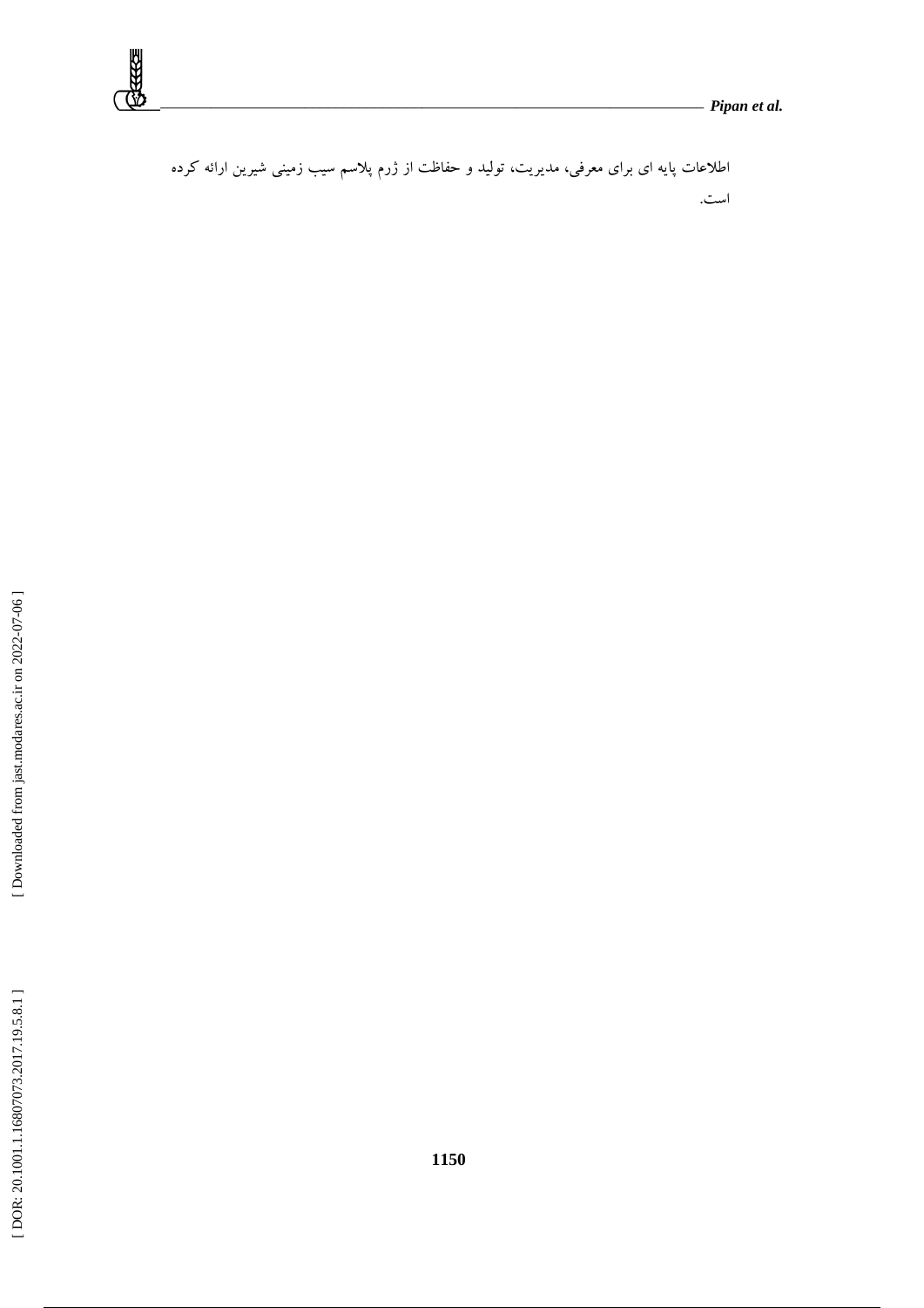اطلاعات پایه ای برای معرفی، مدیریت، تولید و حفاظت از ژرم پلاسم سیب زمینی شیرین ارائه کرده است.